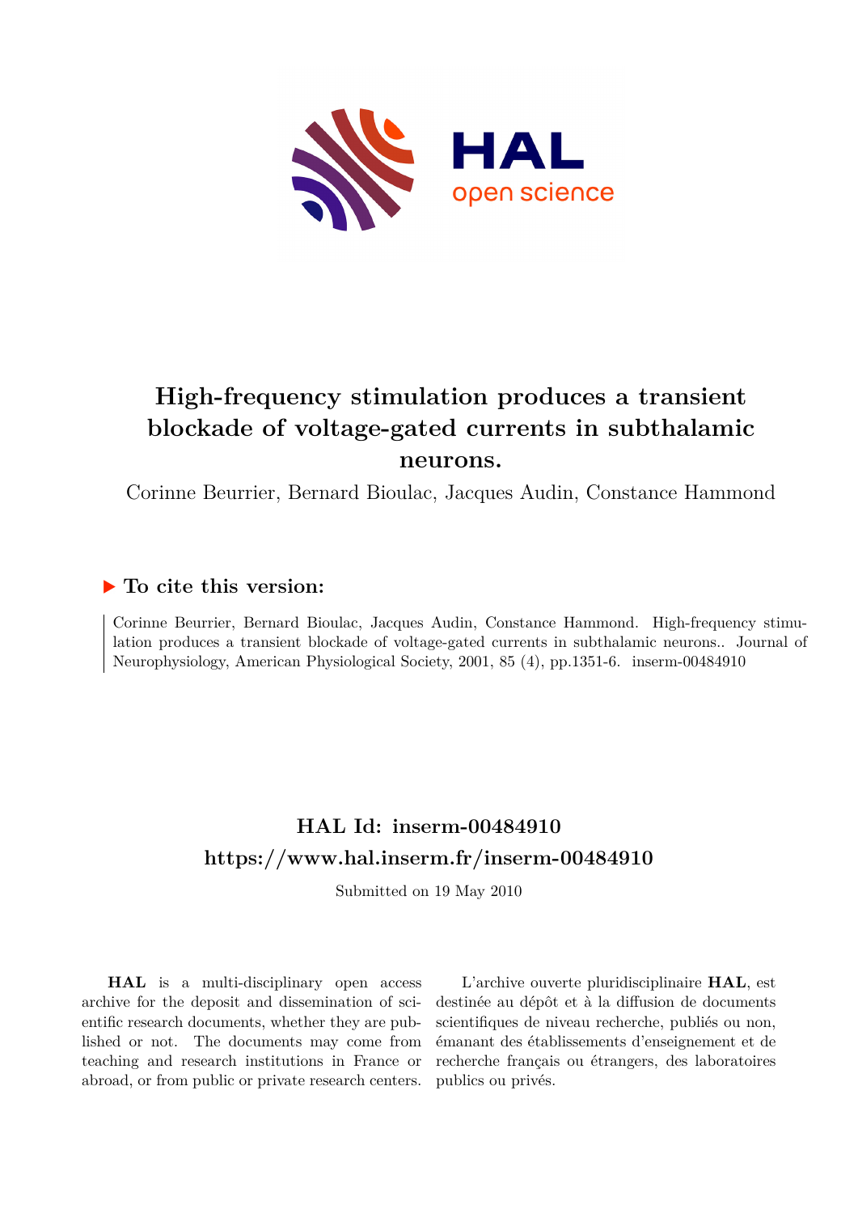# High-frequency stimulation produces a transient blockade of voltage-gated currents in subthalamic neurons.

Corinne Beurrier, Bernard Bioulac, Jacques Audin, Constance Hammond

## ▶ To cite this version:

Corinne Beurrier, Bernard Bioulac, Jacques Audin, Constance Hammond. High-frequency stimulation produces a transient blockade of voltage-gated currents in subthalamic neurons.. Journal of Neurophysiology, American Physiological Society, 2001, 85 (4), pp.1351-6. inserm-00484910

## HAL Id: inserm-00484910

## https://www.hal.inserm.fr/inserm-00484910

Submitted on 19 May 2010

**HAL** is a multi-disciplinary open access archive for the deposit and dissemination of scientific research documents, whether they are published or not. The documents may come from teaching and research institutions in France or abroad, or from public or private research centers.

L'archive ouverte pluridisciplinaire **HAL**, est destinée au dépôt et à la diffusion de documents scientifiques de niveau recherche, publiés ou non, émanant des établissements d'enseignement et de recherche français ou étrangers, des laboratoires publics ou privés.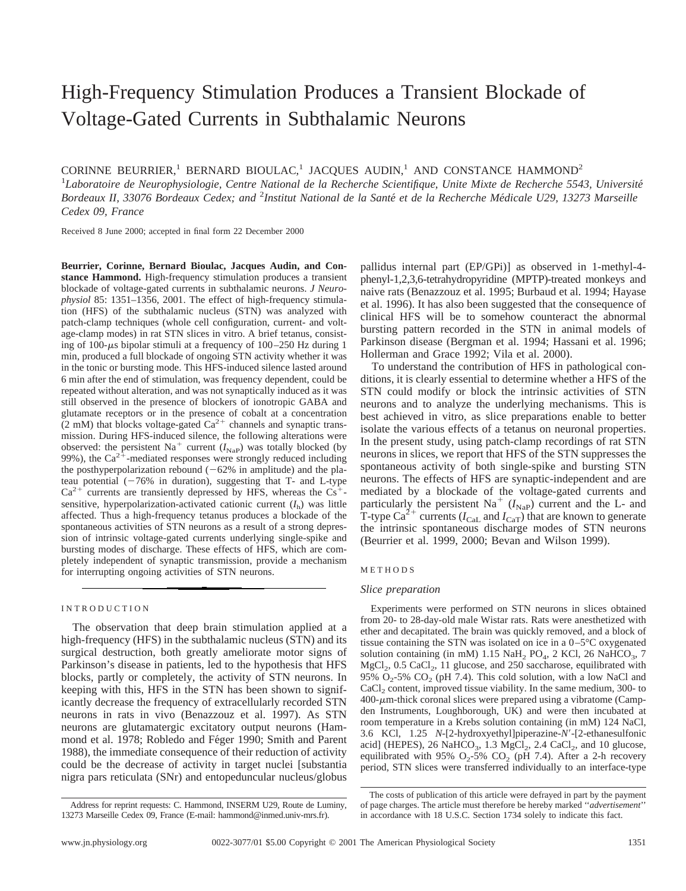# High-Frequency Stimulation Produces a Transient Blockade of Voltage-Gated Currents in Subthalamic Neurons

CORINNE BEURRIER,[1] BERNARD BIOULAC,[1] JACQUES AUDIN,[1] AND CONSTANCE HAMMOND[2]

[1]*Laboratoire de Neurophysiologie, Centre National de la Recherche Scientifique, Unite Mixte de Recherche 5543, Université Bordeaux II, 33076 Bordeaux Cedex; and* [2]*Institut National de la Santé et de la Recherche Médicale U29, 13273 Marseille Cedex 09, France*

Received 8 June 2000; accepted in final form 22 December 2000

**Beurrier, Corinne, Bernard Bioulac, Jacques Audin, and Constance Hammond.** High-frequency stimulation produces a transient blockade of voltage-gated currents in subthalamic neurons. *J Neurophysiol* 85: 1351–1356, 2001. The effect of high-frequency stimulation (HFS) of the subthalamic nucleus (STN) was analyzed with patch-clamp techniques (whole cell configuration, current- and voltage-clamp modes) in rat STN slices in vitro. A brief tetanus, consisting of 100-$\mu$s bipolar stimuli at a frequency of 100–250 Hz during 1 min, produced a full blockade of ongoing STN activity whether it was in the tonic or bursting mode. This HFS-induced silence lasted around 6 min after the end of stimulation, was frequency dependent, could be repeated without alteration, and was not synaptically induced as it was still observed in the presence of blockers of ionotropic GABA and glutamate receptors or in the presence of cobalt at a concentration (2 mM) that blocks voltage-gated $Ca^{2+}$ channels and synaptic transmission. During HFS-induced silence, the following alterations were observed: the persistent $Na^+$ current ($I_{NaP}$) was totally blocked (by 99%), the $Ca^{2+}$-mediated responses were strongly reduced including the posthyperpolarization rebound (−62% in amplitude) and the plateau potential (−76% in duration), suggesting that T- and L-type $Ca^{2+}$ currents are transiently depressed by HFS, whereas the $Cs^+$-sensitive, hyperpolarization-activated cationic current ($I_h$) was little affected. Thus a high-frequency tetanus produces a blockade of the spontaneous activities of STN neurons as a result of a strong depression of intrinsic voltage-gated currents underlying single-spike and bursting modes of discharge. These effects of HFS, which are completely independent of synaptic transmission, provide a mechanism for interrupting ongoing activities of STN neurons.

## INTRODUCTION

The observation that deep brain stimulation applied at a high-frequency (HFS) in the subthalamic nucleus (STN) and its surgical destruction, both greatly ameliorate motor signs of Parkinson's disease in patients, led to the hypothesis that HFS blocks, partly or completely, the activity of STN neurons. In keeping with this, HFS in the STN has been shown to significantly decrease the frequency of extracellularly recorded STN neurons in rats in vivo (Benazzouz et al. 1997). As STN neurons are glutamatergic excitatory output neurons (Hammond et al. 1978; Robledo and Féger 1990; Smith and Parent 1988), the immediate consequence of their reduction of activity could be the decrease of activity in target nuclei [substantia nigra pars reticulata (SNr) and entopeduncular nucleus/globus pallidus internal part (EP/GPi)] as observed in 1-methyl-4-phenyl-1,2,3,6-tetrahydropyridine (MPTP)-treated monkeys and naive rats (Benazzouz et al. 1995; Burbaud et al. 1994; Hayase et al. 1996). It has also been suggested that the consequence of clinical HFS will be to somehow counteract the abnormal bursting pattern recorded in the STN in animal models of Parkinson disease (Bergman et al. 1994; Hassani et al. 1996; Hollerman and Grace 1992; Vila et al. 2000).

To understand the contribution of HFS in pathological conditions, it is clearly essential to determine whether a HFS of the STN could modify or block the intrinsic activities of STN neurons and to analyze the underlying mechanisms. This is best achieved in vitro, as slice preparations enable to better isolate the various effects of a tetanus on neuronal properties. In the present study, using patch-clamp recordings of rat STN neurons in slices, we report that HFS of the STN suppresses the spontaneous activity of both single-spike and bursting STN neurons. The effects of HFS are synaptic-independent and are mediated by a blockade of the voltage-gated currents and particularly the persistent $Na^+$ ($I_{NaP}$) current and the L- and T-type $Ca^{2+}$ currents ($I_{CaL}$ and $I_{CaT}$) that are known to generate the intrinsic spontaneous discharge modes of STN neurons (Beurrier et al. 1999, 2000; Bevan and Wilson 1999).

## METHODS

### Slice preparation

Experiments were performed on STN neurons in slices obtained from 20- to 28-day-old male Wistar rats. Rats were anesthetized with ether and decapitated. The brain was quickly removed, and a block of tissue containing the STN was isolated on ice in a 0–5°C oxygenated solution containing (in mM) 1.15 $NaH_2PO_4$, 2 KCl, 26 $NaHCO_3$, 7 $MgCl_2$, 0.5 $CaCl_2$, 11 glucose, and 250 saccharose, equilibrated with 95% $O_2$-5% $CO_2$ (pH 7.4). This cold solution, with a low NaCl and $CaCl_2$ content, improved tissue viability. In the same medium, 300- to 400-$\mu$m-thick coronal slices were prepared using a vibratome (Campden Instruments, Loughborough, UK) and were then incubated at room temperature in a Krebs solution containing (in mM) 124 NaCl, 3.6 KCl, 1.25 *N*-[2-hydroxyethyl]piperazine-*N′*-[2-ethanesulfonic acid] (HEPES), 26 $NaHCO_3$, 1.3 $MgCl_2$, 2.4 $CaCl_2$, and 10 glucose, equilibrated with 95% $O_2$-5% $CO_2$ (pH 7.4). After a 2-h recovery period, STN slices were transferred individually to an interface-type

Address for reprint requests: C. Hammond, INSERM U29, Route de Luminy, 13273 Marseille Cedex 09, France (E-mail: hammond@inmed.univ-mrs.fr).

The costs of publication of this article were defrayed in part by the payment of page charges. The article must therefore be hereby marked "*advertisement*" in accordance with 18 U.S.C. Section 1734 solely to indicate this fact.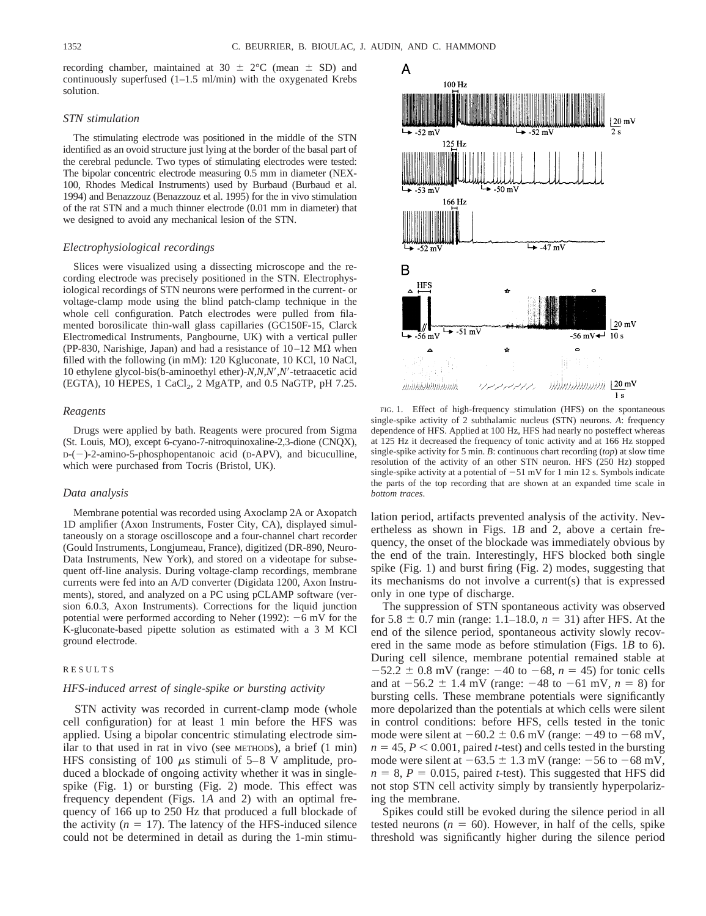recording chamber, maintained at 30 ± 2°C (mean ± SD) and continuously superfused (1–1.5 ml/min) with the oxygenated Krebs solution.

### *STN stimulation*

The stimulating electrode was positioned in the middle of the STN identified as an ovoid structure just lying at the border of the basal part of the cerebral peduncle. Two types of stimulating electrodes were tested: The bipolar concentric electrode measuring 0.5 mm in diameter (NEX-100, Rhodes Medical Instruments) used by Burbaud (Burbaud et al. 1994) and Benazzouz (Benazzouz et al. 1995) for the in vivo stimulation of the rat STN and a much thinner electrode (0.01 mm in diameter) that we designed to avoid any mechanical lesion of the STN.

### *Electrophysiological recordings*

Slices were visualized using a dissecting microscope and the recording electrode was precisely positioned in the STN. Electrophysiological recordings of STN neurons were performed in the current- or voltage-clamp mode using the blind patch-clamp technique in the whole cell configuration. Patch electrodes were pulled from filamented borosilicate thin-wall glass capillaries (GC150F-15, Clarck Electromedical Instruments, Pangbourne, UK) with a vertical puller (PP-830, Narishige, Japan) and had a resistance of 10–12 MΩ when filled with the following (in mM): 120 Kgluconate, 10 KCl, 10 NaCl, 10 ethylene glycol-bis(b-aminoethyl ether)-*N,N,N′,N′*-tetraacetic acid (EGTA), 10 HEPES, 1 $CaCl_2$, 2 MgATP, and 0.5 NaGTP, pH 7.25.

### *Reagents*

Drugs were applied by bath. Reagents were procured from Sigma (St. Louis, MO), except 6-cyano-7-nitroquinoxaline-2,3-dione (CNQX), D-(−)-2-amino-5-phosphopentanoic acid (D-APV), and bicuculline, which were purchased from Tocris (Bristol, UK).

### *Data analysis*

Membrane potential was recorded using Axoclamp 2A or Axopatch 1D amplifier (Axon Instruments, Foster City, CA), displayed simultaneously on a storage oscilloscope and a four-channel chart recorder (Gould Instruments, Longjumeau, France), digitized (DR-890, Neuro-Data Instruments, New York), and stored on a videotape for subsequent off-line analysis. During voltage-clamp recordings, membrane currents were fed into an A/D converter (Digidata 1200, Axon Instruments), stored, and analyzed on a PC using pCLAMP software (version 6.0.3, Axon Instruments). Corrections for the liquid junction potential were performed according to Neher (1992): −6 mV for the K-gluconate-based pipette solution as estimated with a 3 M KCl ground electrode.

## RESULTS

### *HFS-induced arrest of single-spike or bursting activity*

STN activity was recorded in current-clamp mode (whole cell configuration) for at least 1 min before the HFS was applied. Using a bipolar concentric stimulating electrode similar to that used in rat in vivo (see METHODS), a brief (1 min) HFS consisting of 100 μs stimuli of 5–8 V amplitude, produced a blockade of ongoing activity whether it was in single-spike (Fig. 1) or bursting (Fig. 2) mode. This effect was frequency dependent (Figs. 1*A* and 2) with an optimal frequency of 166 up to 250 Hz that produced a full blockade of the activity ($n = 17$). The latency of the HFS-induced silence could not be determined in detail as during the 1-min stimulation period, artifacts prevented analysis of the activity. Nevertheless as shown in Figs. 1*B* and 2, above a certain frequency, the onset of the blockade was immediately obvious by the end of the train. Interestingly, HFS blocked both single spike (Fig. 1) and burst firing (Fig. 2) modes, suggesting that its mechanisms do not involve a current(s) that is expressed only in one type of discharge.

FIG. 1. Effect of high-frequency stimulation (HFS) on the spontaneous single-spike activity of 2 subthalamic nucleus (STN) neurons. *A*: frequency dependence of HFS. Applied at 100 Hz, HFS had nearly no posteffect whereas at 125 Hz it decreased the frequency of tonic activity and at 166 Hz stopped single-spike activity for 5 min. *B*: continuous chart recording (*top*) at slow time resolution of the activity of an other STN neuron. HFS (250 Hz) stopped single-spike activity at a potential of −51 mV for 1 min 12 s. Symbols indicate the parts of the top recording that are shown at an expanded time scale in *bottom traces*.

The suppression of STN spontaneous activity was observed for 5.8 ± 0.7 min (range: 1.1–18.0, $n = 31$) after HFS. At the end of the silence period, spontaneous activity slowly recovered in the same mode as before stimulation (Figs. 1*B* to 6). During cell silence, membrane potential remained stable at −52.2 ± 0.8 mV (range: −40 to −68, $n = 45$) for tonic cells and at −56.2 ± 1.4 mV (range: −48 to −61 mV, $n = 8$) for bursting cells. These membrane potentials were significantly more depolarized than the potentials at which cells were silent in control conditions: before HFS, cells tested in the tonic mode were silent at −60.2 ± 0.6 mV (range: −49 to −68 mV, $n = 45$, $P < 0.001$, paired *t*-test) and cells tested in the bursting mode were silent at −63.5 ± 1.3 mV (range: −56 to −68 mV, $n = 8$, $P = 0.015$, paired *t*-test). This suggested that HFS did not stop STN cell activity simply by transiently hyperpolarizing the membrane.

Spikes could still be evoked during the silence period in all tested neurons ($n = 60$). However, in half of the cells, spike threshold was significantly higher during the silence period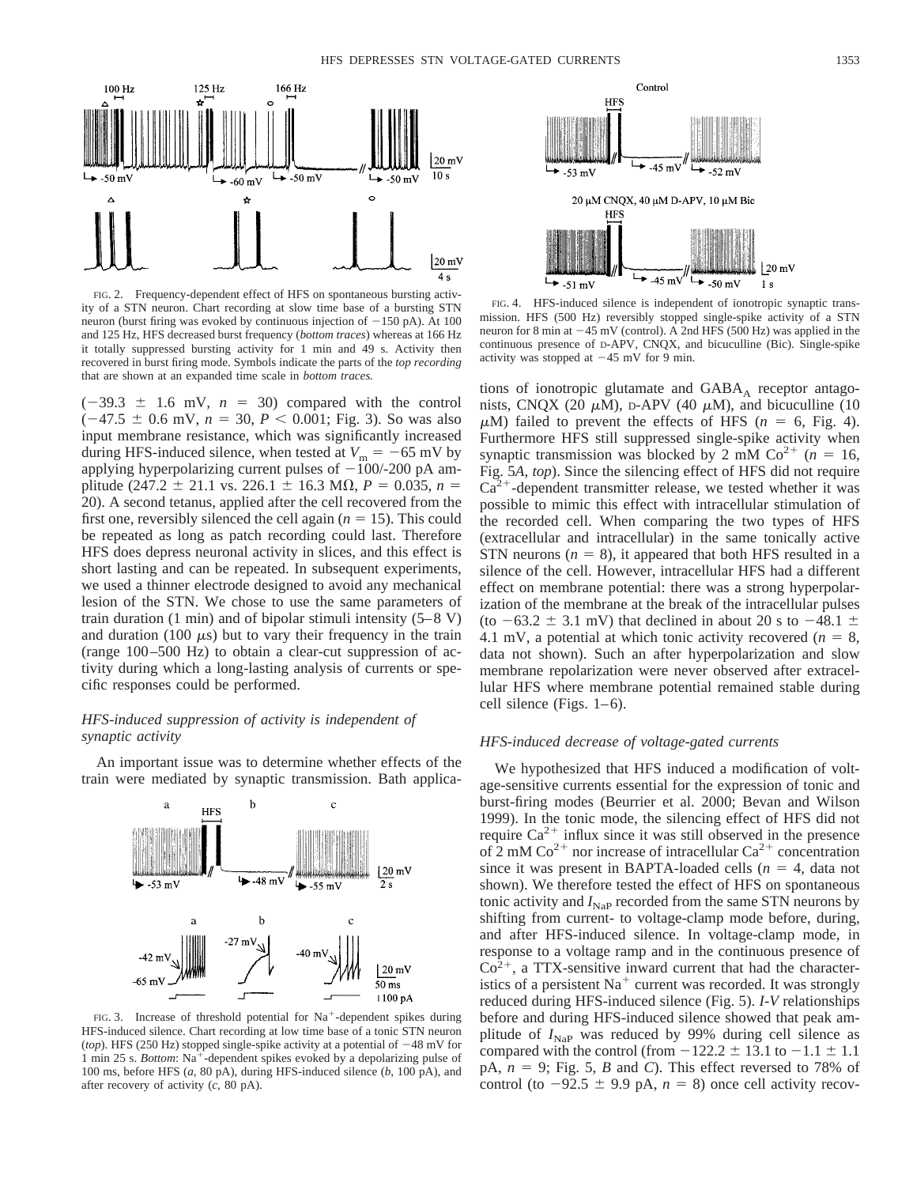FIG. 2. Frequency-dependent effect of HFS on spontaneous bursting activity of a STN neuron. Chart recording at slow time base of a bursting STN neuron (burst firing was evoked by continuous injection of −150 pA). At 100 and 125 Hz, HFS decreased burst frequency (*bottom traces*) whereas at 166 Hz it totally suppressed bursting activity for 1 min and 49 s. Activity then recovered in burst firing mode. Symbols indicate the parts of the *top recording* that are shown at an expanded time scale in *bottom traces.*

(−39.3 ± 1.6 mV, *n* = 30) compared with the control (−47.5 ± 0.6 mV, *n* = 30, *P* < 0.001; Fig. 3). So was also input membrane resistance, which was significantly increased during HFS-induced silence, when tested at $V_m$ = −65 mV by applying hyperpolarizing current pulses of −100/-200 pA amplitude (247.2 ± 21.1 vs. 226.1 ± 16.3 MΩ, *P* = 0.035, *n* = 20). A second tetanus, applied after the cell recovered from the first one, reversibly silenced the cell again (*n* = 15). This could be repeated as long as patch recording could last. Therefore HFS does depress neuronal activity in slices, and this effect is short lasting and can be repeated. In subsequent experiments, we used a thinner electrode designed to avoid any mechanical lesion of the STN. We chose to use the same parameters of train duration (1 min) and of bipolar stimuli intensity (5–8 V) and duration (100 μs) but to vary their frequency in the train (range 100–500 Hz) to obtain a clear-cut suppression of activity during which a long-lasting analysis of currents or specific responses could be performed.

### *HFS-induced suppression of activity is independent of synaptic activity*

An important issue was to determine whether effects of the train were mediated by synaptic transmission. Bath applications of ionotropic glutamate and $GABA_A$ receptor antagonists, CNQX (20 μM), D-APV (40 μM), and bicuculline (10 μM) failed to prevent the effects of HFS (*n* = 6, Fig. 4). Furthermore HFS still suppressed single-spike activity when synaptic transmission was blocked by 2 mM $Co^{2+}$ (*n* = 16, Fig. 5*A*, *top*). Since the silencing effect of HFS did not require $Ca^{2+}$-dependent transmitter release, we tested whether it was possible to mimic this effect with intracellular stimulation of the recorded cell. When comparing the two types of HFS (extracellular and intracellular) in the same tonically active STN neurons (*n* = 8), it appeared that both HFS resulted in a silence of the cell. However, intracellular HFS had a different effect on membrane potential: there was a strong hyperpolarization of the membrane at the break of the intracellular pulses (to −63.2 ± 3.1 mV) that declined in about 20 s to −48.1 ± 4.1 mV, a potential at which tonic activity recovered (*n* = 8, data not shown). Such an after hyperpolarization and slow membrane repolarization were never observed after extracellular HFS where membrane potential remained stable during cell silence (Figs. 1–6).

FIG. 3. Increase of threshold potential for $Na^+$-dependent spikes during HFS-induced silence. Chart recording at low time base of a tonic STN neuron (*top*). HFS (250 Hz) stopped single-spike activity at a potential of −48 mV for 1 min 25 s. *Bottom*: $Na^+$-dependent spikes evoked by a depolarizing pulse of 100 ms, before HFS (*a*, 80 pA), during HFS-induced silence (*b*, 100 pA), and after recovery of activity (*c*, 80 pA).

FIG. 4. HFS-induced silence is independent of ionotropic synaptic transmission. HFS (500 Hz) reversibly stopped single-spike activity of a STN neuron for 8 min at −45 mV (control). A 2nd HFS (500 Hz) was applied in the continuous presence of D-APV, CNQX, and bicuculline (Bic). Single-spike activity was stopped at −45 mV for 9 min.

### *HFS-induced decrease of voltage-gated currents*

We hypothesized that HFS induced a modification of voltage-sensitive currents essential for the expression of tonic and burst-firing modes (Beurrier et al. 2000; Bevan and Wilson 1999). In the tonic mode, the silencing effect of HFS did not require $Ca^{2+}$ influx since it was still observed in the presence of 2 mM $Co^{2+}$ nor increase of intracellular $Ca^{2+}$ concentration since it was present in BAPTA-loaded cells (*n* = 4, data not shown). We therefore tested the effect of HFS on spontaneous tonic activity and $I_{NaP}$ recorded from the same STN neurons by shifting from current- to voltage-clamp mode before, during, and after HFS-induced silence. In voltage-clamp mode, in response to a voltage ramp and in the continuous presence of $Co^{2+}$, a TTX-sensitive inward current that had the characteristics of a persistent $Na^+$ current was recorded. It was strongly reduced during HFS-induced silence (Fig. 5). *I-V* relationships before and during HFS-induced silence showed that peak amplitude of $I_{NaP}$ was reduced by 99% during cell silence as compared with the control (from −122.2 ± 13.1 to −1.1 ± 1.1 pA, *n* = 9; Fig. 5, *B* and *C*). This effect reversed to 78% of control (to −92.5 ± 9.9 pA, *n* = 8) once cell activity recov-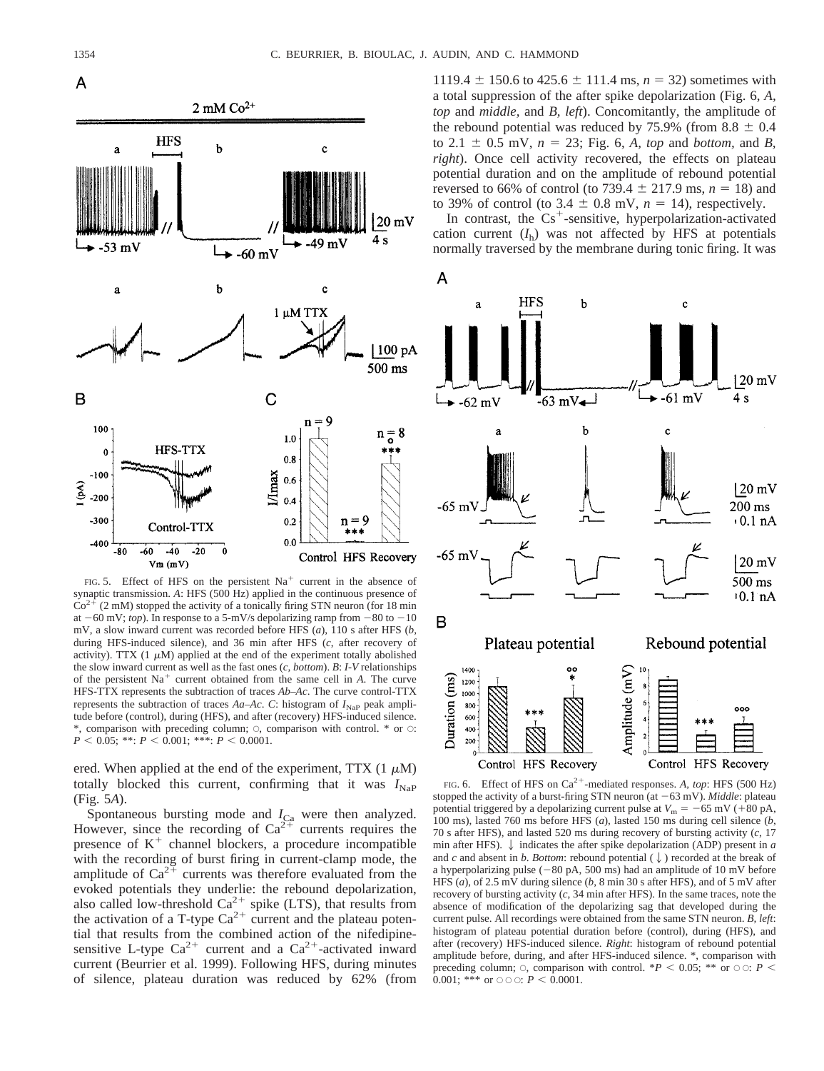ered. When applied at the end of the experiment, TTX (1 μM) totally blocked this current, confirming that it was $I_{NaP}$ (Fig. 5*A*).

Spontaneous bursting mode and $I_{Ca}$ were then analyzed. However, since the recording of $Ca^{2+}$ currents requires the presence of $K^+$ channel blockers, a procedure incompatible with the recording of burst firing in current-clamp mode, the amplitude of $Ca^{2+}$ currents was therefore evaluated from the evoked potentials they underlie: the rebound depolarization, also called low-threshold $Ca^{2+}$ spike (LTS), that results from the activation of a T-type $Ca^{2+}$ current and the plateau potential that results from the combined action of the nifedipine-sensitive L-type $Ca^{2+}$ current and a $Ca^{2+}$-activated inward current (Beurrier et al. 1999). Following HFS, during minutes of silence, plateau duration was reduced by 62% (from 1119.4 ± 150.6 to 425.6 ± 111.4 ms, $n = 32$) sometimes with a total suppression of the after spike depolarization (Fig. 6, *A, top* and *middle*, and *B, left*). Concomitantly, the amplitude of the rebound potential was reduced by 75.9% (from 8.8 ± 0.4 to 2.1 ± 0.5 mV, $n = 23$; Fig. 6, *A, top* and *bottom*, and *B, right*). Once cell activity recovered, the effects on plateau potential duration and on the amplitude of rebound potential reversed to 66% of control (to 739.4 ± 217.9 ms, $n = 18$) and to 39% of control (to 3.4 ± 0.8 mV, $n = 14$), respectively.

In contrast, the $Cs^+$-sensitive, hyperpolarization-activated cation current ($I_h$) was not affected by HFS at potentials normally traversed by the membrane during tonic firing. It was

FIG. 5. Effect of HFS on the persistent $Na^+$ current in the absence of synaptic transmission. *A*: HFS (500 Hz) applied in the continuous presence of $Co^{2+}$ (2 mM) stopped the activity of a tonically firing STN neuron (for 18 min at −60 mV; *top*). In response to a 5-mV/s depolarizing ramp from −80 to −10 mV, a slow inward current was recorded before HFS (*a*), 110 s after HFS (*b*, during HFS-induced silence), and 36 min after HFS (*c*, after recovery of activity). TTX (1 μM) applied at the end of the experiment totally abolished the slow inward current as well as the fast ones (*c, bottom*). *B*: *I-V* relationships of the persistent $Na^+$ current obtained from the same cell in *A*. The curve HFS-TTX represents the subtraction of traces *Ab–Ac*. The curve control-TTX represents the subtraction of traces *Aa–Ac*. *C*: histogram of $I_{NaP}$ peak amplitude before (control), during (HFS), and after (recovery) HFS-induced silence. *, comparison with preceding column; ○, comparison with control. * or ○: $P < 0.05$; **: $P < 0.001$; ***: $P < 0.0001$.

FIG. 6. Effect of HFS on $Ca^{2+}$-mediated responses. *A, top*: HFS (500 Hz) stopped the activity of a burst-firing STN neuron (at −63 mV). *Middle*: plateau potential triggered by a depolarizing current pulse at $V_m = -65$ mV (+80 pA, 100 ms), lasted 760 ms before HFS (*a*), lasted 150 ms during cell silence (*b*, 70 s after HFS), and lasted 520 ms during recovery of bursting activity (*c*, 17 min after HFS). ↓ indicates the after spike depolarization (ADP) present in *a* and *c* and absent in *b*. *Bottom*: rebound potential (↓) recorded at the break of a hyperpolarizing pulse (−80 pA, 500 ms) had an amplitude of 10 mV before HFS (*a*), of 2.5 mV during silence (*b*, 8 min 30 s after HFS), and of 5 mV after recovery of bursting activity (*c*, 34 min after HFS). In the same traces, note the absence of modification of the depolarizing sag that developed during the current pulse. All recordings were obtained from the same STN neuron. *B, left*: histogram of plateau potential duration before (control), during (HFS), and after (recovery) HFS-induced silence. *Right*: histogram of rebound potential amplitude before, during, and after HFS-induced silence. *, comparison with preceding column; ○, comparison with control. *$P < 0.05$; ** or ○○: $P < 0.001$; *** or ○○○: $P < 0.0001$.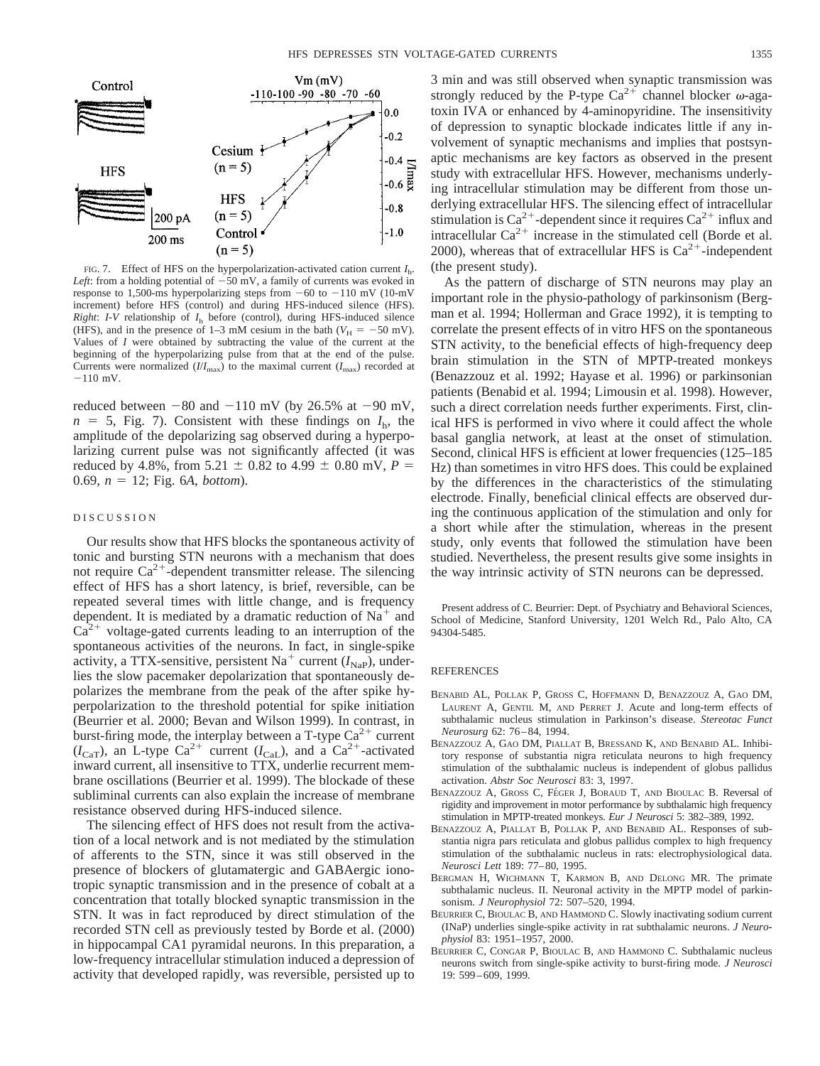FIG. 7. Effect of HFS on the hyperpolarization-activated cation current $I_h$. *Left*: from a holding potential of −50 mV, a family of currents was evoked in response to 1,500-ms hyperpolarizing steps from −60 to −110 mV (10-mV increment) before HFS (control) and during HFS-induced silence (HFS). *Right*: *I-V* relationship of $I_h$ before (control), during HFS-induced silence (HFS), and in the presence of 1–3 mM cesium in the bath ($V_H$ = −50 mV). Values of *I* were obtained by subtracting the value of the current at the beginning of the hyperpolarizing pulse from that at the end of the pulse. Currents were normalized ($I/I_{max}$) to the maximal current ($I_{max}$) recorded at −110 mV.

reduced between −80 and −110 mV (by 26.5% at −90 mV, *n* = 5, Fig. 7). Consistent with these findings on $I_h$, the amplitude of the depolarizing sag observed during a hyperpolarizing current pulse was not significantly affected (it was reduced by 4.8%, from 5.21 ± 0.82 to 4.99 ± 0.80 mV, *P* = 0.69, *n* = 12; Fig. 6*A*, *bottom*).

## DISCUSSION

Our results show that HFS blocks the spontaneous activity of tonic and bursting STN neurons with a mechanism that does not require $Ca^{2+}$-dependent transmitter release. The silencing effect of HFS has a short latency, is brief, reversible, can be repeated several times with little change, and is frequency dependent. It is mediated by a dramatic reduction of $Na^+$ and $Ca^{2+}$ voltage-gated currents leading to an interruption of the spontaneous activities of the neurons. In fact, in single-spike activity, a TTX-sensitive, persistent $Na^+$ current ($I_{NaP}$), underlies the slow pacemaker depolarization that spontaneously depolarizes the membrane from the peak of the after spike hyperpolarization to the threshold potential for spike initiation (Beurrier et al. 2000; Bevan and Wilson 1999). In contrast, in burst-firing mode, the interplay between a T-type $Ca^{2+}$ current ($I_{CaT}$), an L-type $Ca^{2+}$ current ($I_{CaL}$), and a $Ca^{2+}$-activated inward current, all insensitive to TTX, underlie recurrent membrane oscillations (Beurrier et al. 1999). The blockade of these subliminal currents can also explain the increase of membrane resistance observed during HFS-induced silence.

The silencing effect of HFS does not result from the activation of a local network and is not mediated by the stimulation of afferents to the STN, since it was still observed in the presence of blockers of glutamatergic and GABAergic ionotropic synaptic transmission and in the presence of cobalt at a concentration that totally blocked synaptic transmission in the STN. It was in fact reproduced by direct stimulation of the recorded STN cell as previously tested by Borde et al. (2000) in hippocampal CA1 pyramidal neurons. In this preparation, a low-frequency intracellular stimulation induced a depression of activity that developed rapidly, was reversible, persisted up to 3 min and was still observed when synaptic transmission was strongly reduced by the P-type $Ca^{2+}$ channel blocker ω-agatoxin IVA or enhanced by 4-aminopyridine. The insensitivity of depression to synaptic blockade indicates little if any involvement of synaptic mechanisms and implies that postsynaptic mechanisms are key factors as observed in the present study with extracellular HFS. However, mechanisms underlying intracellular stimulation may be different from those underlying extracellular HFS. The silencing effect of intracellular stimulation is $Ca^{2+}$-dependent since it requires $Ca^{2+}$ influx and intracellular $Ca^{2+}$ increase in the stimulated cell (Borde et al. 2000), whereas that of extracellular HFS is $Ca^{2+}$-independent (the present study).

As the pattern of discharge of STN neurons may play an important role in the physio-pathology of parkinsonism (Bergman et al. 1994; Hollerman and Grace 1992), it is tempting to correlate the present effects of in vitro HFS on the spontaneous STN activity, to the beneficial effects of high-frequency deep brain stimulation in the STN of MPTP-treated monkeys (Benazzouz et al. 1992; Hayase et al. 1996) or parkinsonian patients (Benabid et al. 1994; Limousin et al. 1998). However, such a direct correlation needs further experiments. First, clinical HFS is performed in vivo where it could affect the whole basal ganglia network, at least at the onset of stimulation. Second, clinical HFS is efficient at lower frequencies (125–185 Hz) than sometimes in vitro HFS does. This could be explained by the differences in the characteristics of the stimulating electrode. Finally, beneficial clinical effects are observed during the continuous application of the stimulation and only for a short while after the stimulation, whereas in the present study, only events that followed the stimulation have been studied. Nevertheless, the present results give some insights in the way intrinsic activity of STN neurons can be depressed.

Present address of C. Beurrier: Dept. of Psychiatry and Behavioral Sciences, School of Medicine, Stanford University, 1201 Welch Rd., Palo Alto, CA 94304-5485.

## REFERENCES

- Benabid AL, Pollak P, Gross C, Hoffmann D, Benazzouz A, Gao DM, Laurent A, Gentil M, and Perret J. Acute and long-term effects of subthalamic nucleus stimulation in Parkinson's disease. *Stereotac Funct Neurosurg* 62: 76–84, 1994.
- Benazzouz A, Gao DM, Piallat B, Bressand K, and Benabid AL. Inhibitory response of substantia nigra reticulata neurons to high frequency stimulation of the subthalamic nucleus is independent of globus pallidus activation. *Abstr Soc Neurosci* 83: 3, 1997.
- Benazzouz A, Gross C, Féger J, Boraud T, and Bioulac B. Reversal of rigidity and improvement in motor performance by subthalamic high frequency stimulation in MPTP-treated monkeys. *Eur J Neurosci* 5: 382–389, 1992.
- Benazzouz A, Piallat B, Pollak P, and Benabid AL. Responses of substantia nigra pars reticulata and globus pallidus complex to high frequency stimulation of the subthalamic nucleus in rats: electrophysiological data. *Neurosci Lett* 189: 77–80, 1995.
- Bergman H, Wichmann T, Karmon B, and DeLong MR. The primate subthalamic nucleus. II. Neuronal activity in the MPTP model of parkinsonism. *J Neurophysiol* 72: 507–520, 1994.
- Beurrier C, Bioulac B, and Hammond C. Slowly inactivating sodium current (INaP) underlies single-spike activity in rat subthalamic neurons. *J Neurophysiol* 83: 1951–1957, 2000.
- Beurrier C, Congar P, Bioulac B, and Hammond C. Subthalamic nucleus neurons switch from single-spike activity to burst-firing mode. *J Neurosci* 19: 599–609, 1999.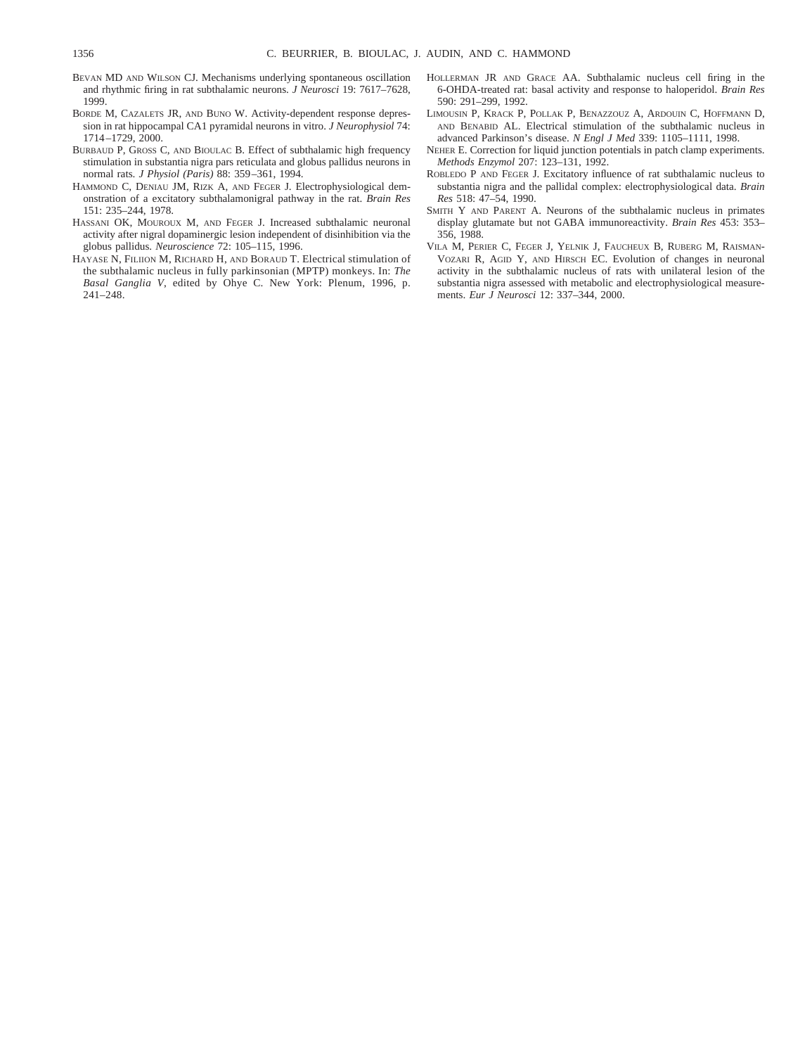BEVAN MD AND WILSON CJ. Mechanisms underlying spontaneous oscillation and rhythmic firing in rat subthalamic neurons. *J Neurosci* 19: 7617–7628, 1999.

BORDE M, CAZALETS JR, AND BUNO W. Activity-dependent response depression in rat hippocampal CA1 pyramidal neurons in vitro. *J Neurophysiol* 74: 1714–1729, 2000.

BURBAUD P, GROSS C, AND BIOULAC B. Effect of subthalamic high frequency stimulation in substantia nigra pars reticulata and globus pallidus neurons in normal rats. *J Physiol (Paris)* 88: 359–361, 1994.

HAMMOND C, DENIAU JM, RIZK A, AND FEGER J. Electrophysiological demonstration of a excitatory subthalamonigral pathway in the rat. *Brain Res* 151: 235–244, 1978.

HASSANI OK, MOUROUX M, AND FEGER J. Increased subthalamic neuronal activity after nigral dopaminergic lesion independent of disinhibition via the globus pallidus. *Neuroscience* 72: 105–115, 1996.

HAYASE N, FILIION M, RICHARD H, AND BORAUD T. Electrical stimulation of the subthalamic nucleus in fully parkinsonian (MPTP) monkeys. In: *The Basal Ganglia V*, edited by Ohye C. New York: Plenum, 1996, p. 241–248.

HOLLERMAN JR AND GRACE AA. Subthalamic nucleus cell firing in the 6-OHDA-treated rat: basal activity and response to haloperidol. *Brain Res* 590: 291–299, 1992.

LIMOUSIN P, KRACK P, POLLAK P, BENAZZOUZ A, ARDOUIN C, HOFFMANN D, AND BENABID AL. Electrical stimulation of the subthalamic nucleus in advanced Parkinson's disease. *N Engl J Med* 339: 1105–1111, 1998.

NEHER E. Correction for liquid junction potentials in patch clamp experiments. *Methods Enzymol* 207: 123–131, 1992.

ROBLEDO P AND FEGER J. Excitatory influence of rat subthalamic nucleus to substantia nigra and the pallidal complex: electrophysiological data. *Brain Res* 518: 47–54, 1990.

SMITH Y AND PARENT A. Neurons of the subthalamic nucleus in primates display glutamate but not GABA immunoreactivity. *Brain Res* 453: 353–356, 1988.

VILA M, PERIER C, FEGER J, YELNIK J, FAUCHEUX B, RUBERG M, RAISMAN-VOZARI R, AGID Y, AND HIRSCH EC. Evolution of changes in neuronal activity in the subthalamic nucleus of rats with unilateral lesion of the substantia nigra assessed with metabolic and electrophysiological measurements. *Eur J Neurosci* 12: 337–344, 2000.